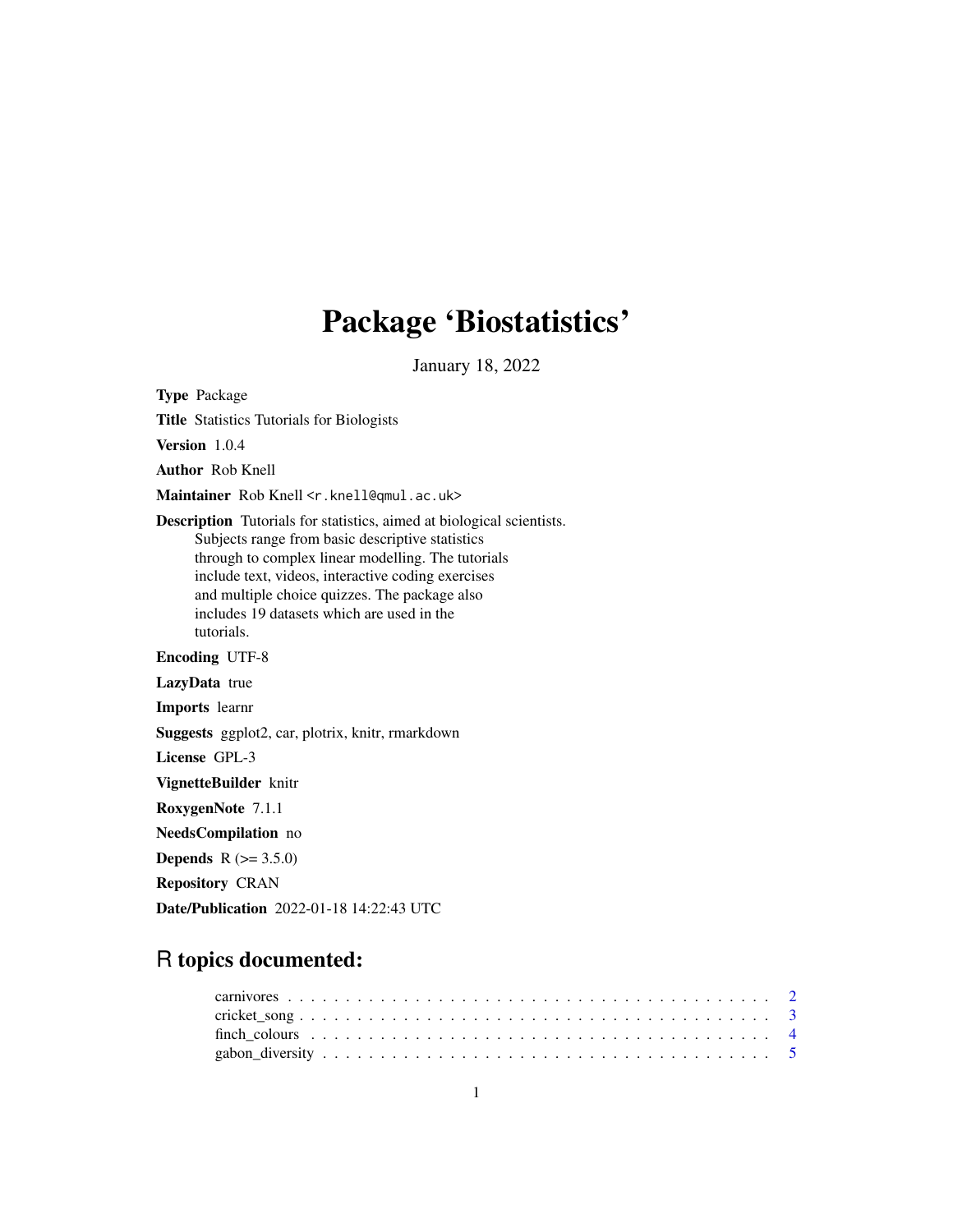# Package 'Biostatistics'

January 18, 2022

**Type** Package

**Title** Statistics Tutorials for Biologists

**Version** 1.0.4

**Author** Rob Knell

**Maintainer** Rob Knell <r.knell@qmul.ac.uk>

**Description** Tutorials for statistics, aimed at biological scientists. Subjects range from basic descriptive statistics through to complex linear modelling. The tutorials include text, videos, interactive coding exercises and multiple choice quizzes. The package also includes 19 datasets which are used in the tutorials.

**Encoding** UTF-8

**LazyData** true

**Imports** learnr

**Suggests** ggplot2, car, plotrix, knitr, rmarkdown

**License** GPL-3

**VignetteBuilder** knitr

**RoxygenNote** 7.1.1

**NeedsCompilation** no

**Depends** R (>= 3.5.0)

**Repository** CRAN

**Date/Publication** 2022-01-18 14:22:43 UTC

## R topics documented:

carnivores . . . . . . . . . . . . . . . . . . . . . . . . . . . . . . . . . . . . . . . . . . 2
cricket_song . . . . . . . . . . . . . . . . . . . . . . . . . . . . . . . . . . . . . . . . . 3
finch_colours . . . . . . . . . . . . . . . . . . . . . . . . . . . . . . . . . . . . . . . . . 4
gabon_diversity . . . . . . . . . . . . . . . . . . . . . . . . . . . . . . . . . . . . . . . . 5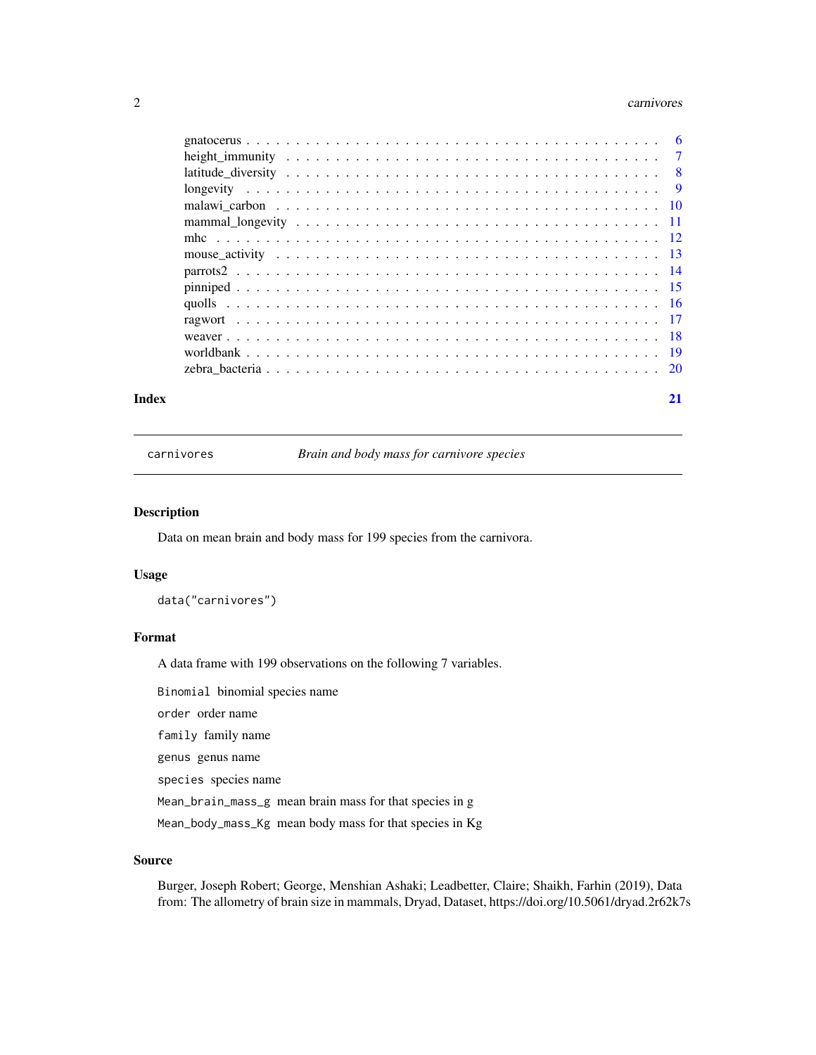gnatocerus . . . . . . . . . . . . . . . . . . . . . . . . . . . . . . . . . . . . . . 6
height_immunity . . . . . . . . . . . . . . . . . . . . . . . . . . . . . . . . . . . 7
latitude_diversity . . . . . . . . . . . . . . . . . . . . . . . . . . . . . . . . . . 8
longevity . . . . . . . . . . . . . . . . . . . . . . . . . . . . . . . . . . . . . . . 9
malawi_carbon . . . . . . . . . . . . . . . . . . . . . . . . . . . . . . . . . . . . 10
mammal_longevity . . . . . . . . . . . . . . . . . . . . . . . . . . . . . . . . . . 11
mhc . . . . . . . . . . . . . . . . . . . . . . . . . . . . . . . . . . . . . . . . . . 12
mouse_activity . . . . . . . . . . . . . . . . . . . . . . . . . . . . . . . . . . . . 13
parrots2 . . . . . . . . . . . . . . . . . . . . . . . . . . . . . . . . . . . . . . . 14
pinniped . . . . . . . . . . . . . . . . . . . . . . . . . . . . . . . . . . . . . . . 15
quolls . . . . . . . . . . . . . . . . . . . . . . . . . . . . . . . . . . . . . . . . 16
ragwort . . . . . . . . . . . . . . . . . . . . . . . . . . . . . . . . . . . . . . . . 17
weaver . . . . . . . . . . . . . . . . . . . . . . . . . . . . . . . . . . . . . . . . 18
worldbank . . . . . . . . . . . . . . . . . . . . . . . . . . . . . . . . . . . . . . . 19
zebra_bacteria . . . . . . . . . . . . . . . . . . . . . . . . . . . . . . . . . . . . 20

**Index** **21**

---

`carnivores` *Brain and body mass for carnivore species*

---

## Description

Data on mean brain and body mass for 199 species from the carnivora.

## Usage

```
data("carnivores")
```

## Format

A data frame with 199 observations on the following 7 variables.

`Binomial` binomial species name

`order` order name

`family` family name

`genus` genus name

`species` species name

`Mean_brain_mass_g` mean brain mass for that species in g

`Mean_body_mass_Kg` mean body mass for that species in Kg

## Source

Burger, Joseph Robert; George, Menshian Ashaki; Leadbetter, Claire; Shaikh, Farhin (2019), Data from: The allometry of brain size in mammals, Dryad, Dataset, https://doi.org/10.5061/dryad.2r62k7s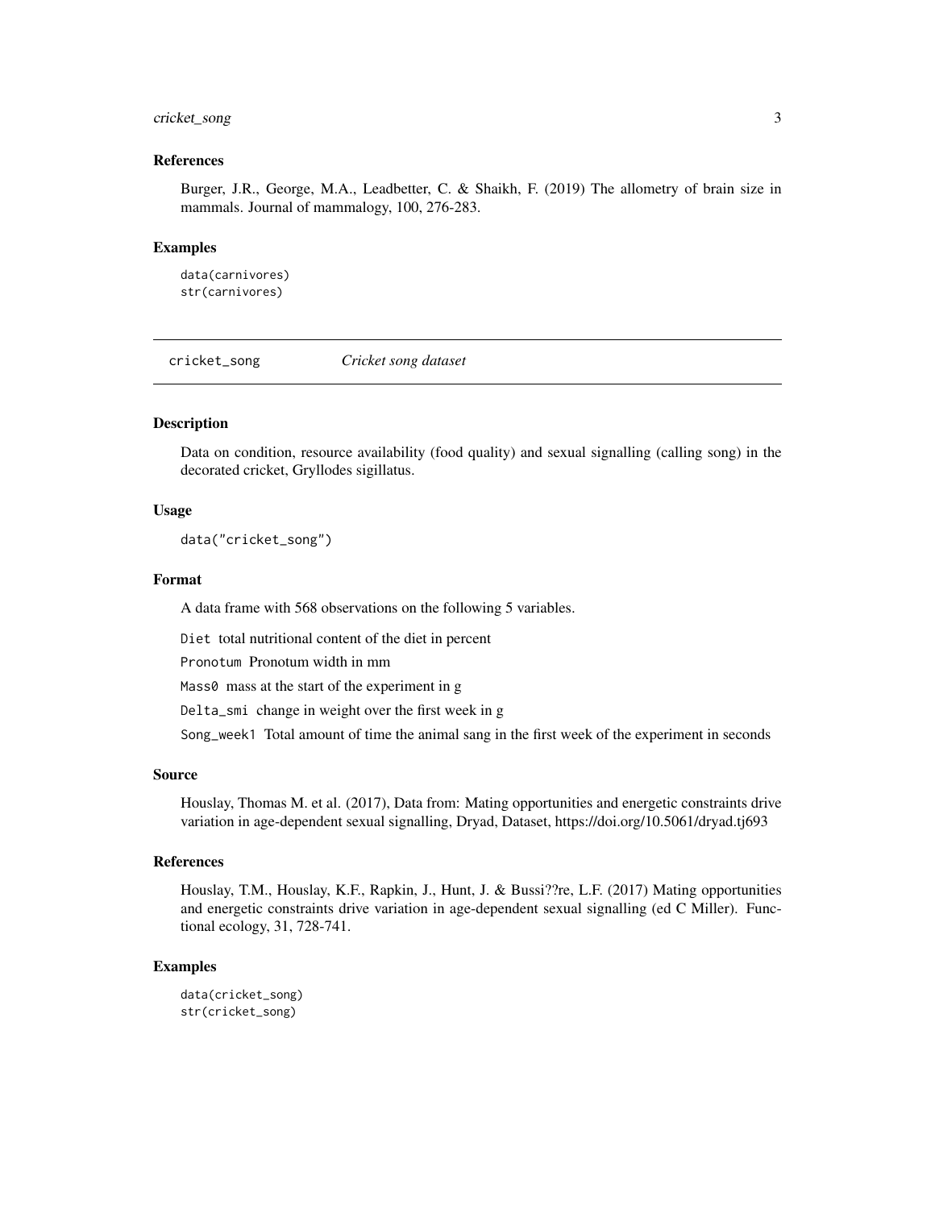### References

Burger, J.R., George, M.A., Leadbetter, C. & Shaikh, F. (2019) The allometry of brain size in mammals. Journal of mammalogy, 100, 276-283.

### Examples

```
data(carnivores)
str(carnivores)
```

---

## cricket_song *Cricket song dataset*

---

### Description

Data on condition, resource availability (food quality) and sexual signalling (calling song) in the decorated cricket, Gryllodes sigillatus.

### Usage

```
data("cricket_song")
```

### Format

A data frame with 568 observations on the following 5 variables.

`Diet` total nutritional content of the diet in percent

`Pronotum` Pronotum width in mm

`Mass0` mass at the start of the experiment in g

`Delta_smi` change in weight over the first week in g

`Song_week1` Total amount of time the animal sang in the first week of the experiment in seconds

### Source

Houslay, Thomas M. et al. (2017), Data from: Mating opportunities and energetic constraints drive variation in age-dependent sexual signalling, Dryad, Dataset, https://doi.org/10.5061/dryad.tj693

### References

Houslay, T.M., Houslay, K.F., Rapkin, J., Hunt, J. & Bussi??re, L.F. (2017) Mating opportunities and energetic constraints drive variation in age-dependent sexual signalling (ed C Miller). Functional ecology, 31, 728-741.

### Examples

```
data(cricket_song)
str(cricket_song)
```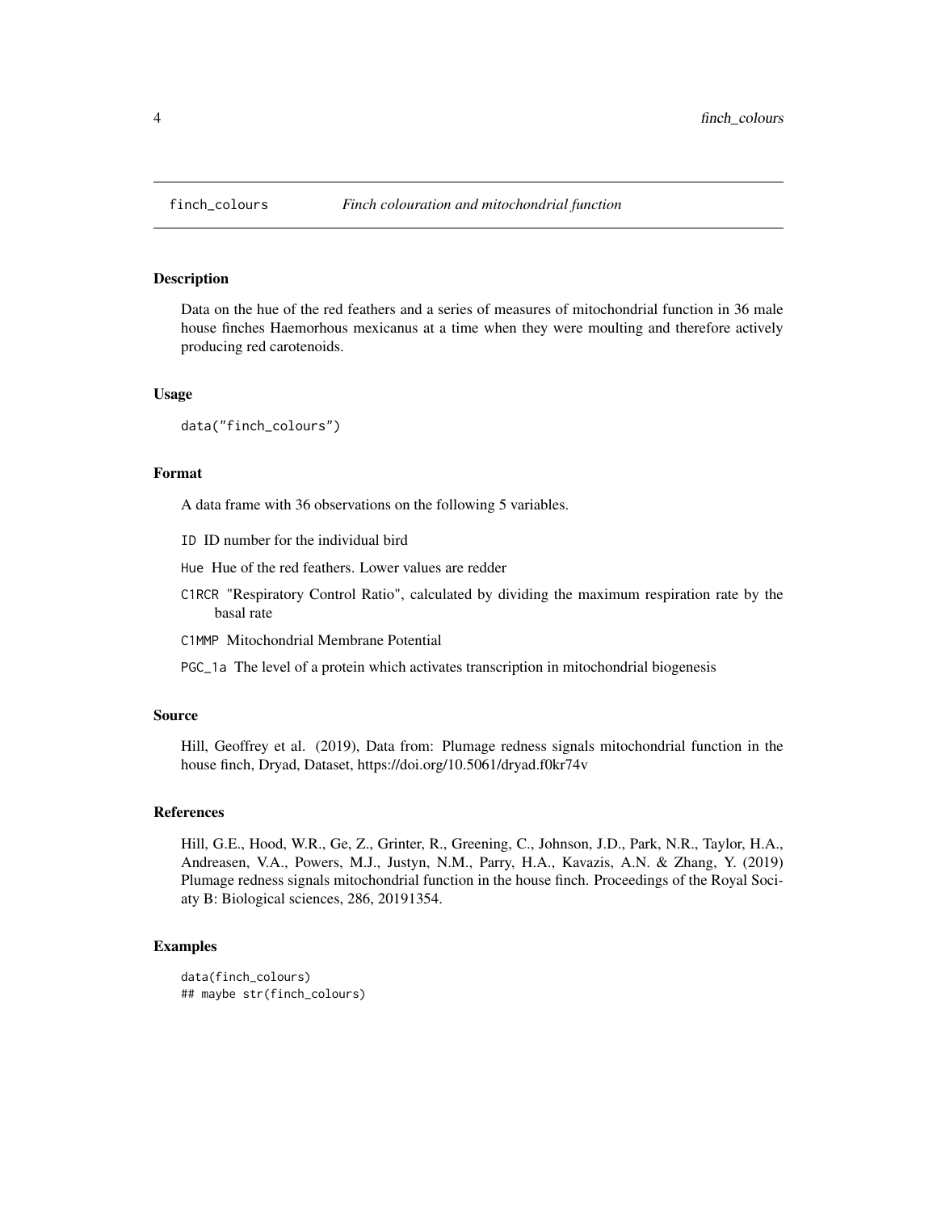# finch_colours    *Finch colouration and mitochondrial function*

## Description

Data on the hue of the red feathers and a series of measures of mitochondrial function in 36 male house finches Haemorhous mexicanus at a time when they were moulting and therefore actively producing red carotenoids.

## Usage

```
data("finch_colours")
```

## Format

A data frame with 36 observations on the following 5 variables.

- `ID` ID number for the individual bird
- `Hue` Hue of the red feathers. Lower values are redder
- `C1RCR` "Respiratory Control Ratio", calculated by dividing the maximum respiration rate by the basal rate
- `C1MMP` Mitochondrial Membrane Potential
- `PGC_1a` The level of a protein which activates transcription in mitochondrial biogenesis

## Source

Hill, Geoffrey et al. (2019), Data from: Plumage redness signals mitochondrial function in the house finch, Dryad, Dataset, https://doi.org/10.5061/dryad.f0kr74v

## References

Hill, G.E., Hood, W.R., Ge, Z., Grinter, R., Greening, C., Johnson, J.D., Park, N.R., Taylor, H.A., Andreasen, V.A., Powers, M.J., Justyn, N.M., Parry, H.A., Kavazis, A.N. & Zhang, Y. (2019) Plumage redness signals mitochondrial function in the house finch. Proceedings of the Royal Sociaty B: Biological sciences, 286, 20191354.

## Examples

```
data(finch_colours)
## maybe str(finch_colours)
```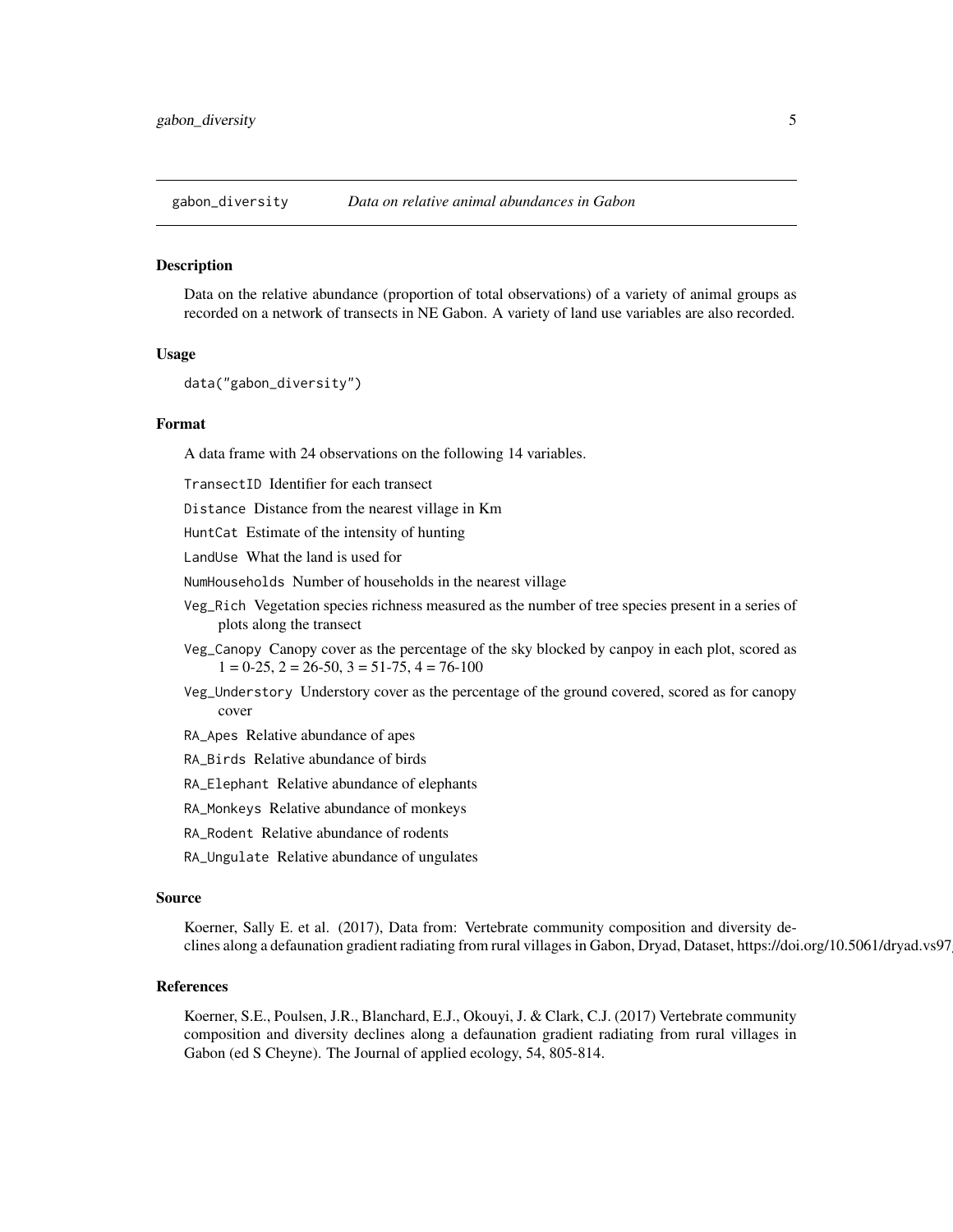## gabon_diversity — *Data on relative animal abundances in Gabon*

### Description

Data on the relative abundance (proportion of total observations) of a variety of animal groups as recorded on a network of transects in NE Gabon. A variety of land use variables are also recorded.

### Usage

```
data("gabon_diversity")
```

### Format

A data frame with 24 observations on the following 14 variables.

- `TransectID` Identifier for each transect
- `Distance` Distance from the nearest village in Km
- `HuntCat` Estimate of the intensity of hunting
- `LandUse` What the land is used for
- `NumHouseholds` Number of households in the nearest village
- `Veg_Rich` Vegetation species richness measured as the number of tree species present in a series of plots along the transect
- `Veg_Canopy` Canopy cover as the percentage of the sky blocked by canpoy in each plot, scored as 1 = 0-25, 2 = 26-50, 3 = 51-75, 4 = 76-100
- `Veg_Understory` Understory cover as the percentage of the ground covered, scored as for canopy cover
- `RA_Apes` Relative abundance of apes
- `RA_Birds` Relative abundance of birds
- `RA_Elephant` Relative abundance of elephants
- `RA_Monkeys` Relative abundance of monkeys
- `RA_Rodent` Relative abundance of rodents
- `RA_Ungulate` Relative abundance of ungulates

### Source

Koerner, Sally E. et al. (2017), Data from: Vertebrate community composition and diversity declines along a defaunation gradient radiating from rural villages in Gabon, Dryad, Dataset, https://doi.org/10.5061/dryad.vs97

### References

Koerner, S.E., Poulsen, J.R., Blanchard, E.J., Okouyi, J. & Clark, C.J. (2017) Vertebrate community composition and diversity declines along a defaunation gradient radiating from rural villages in Gabon (ed S Cheyne). The Journal of applied ecology, 54, 805-814.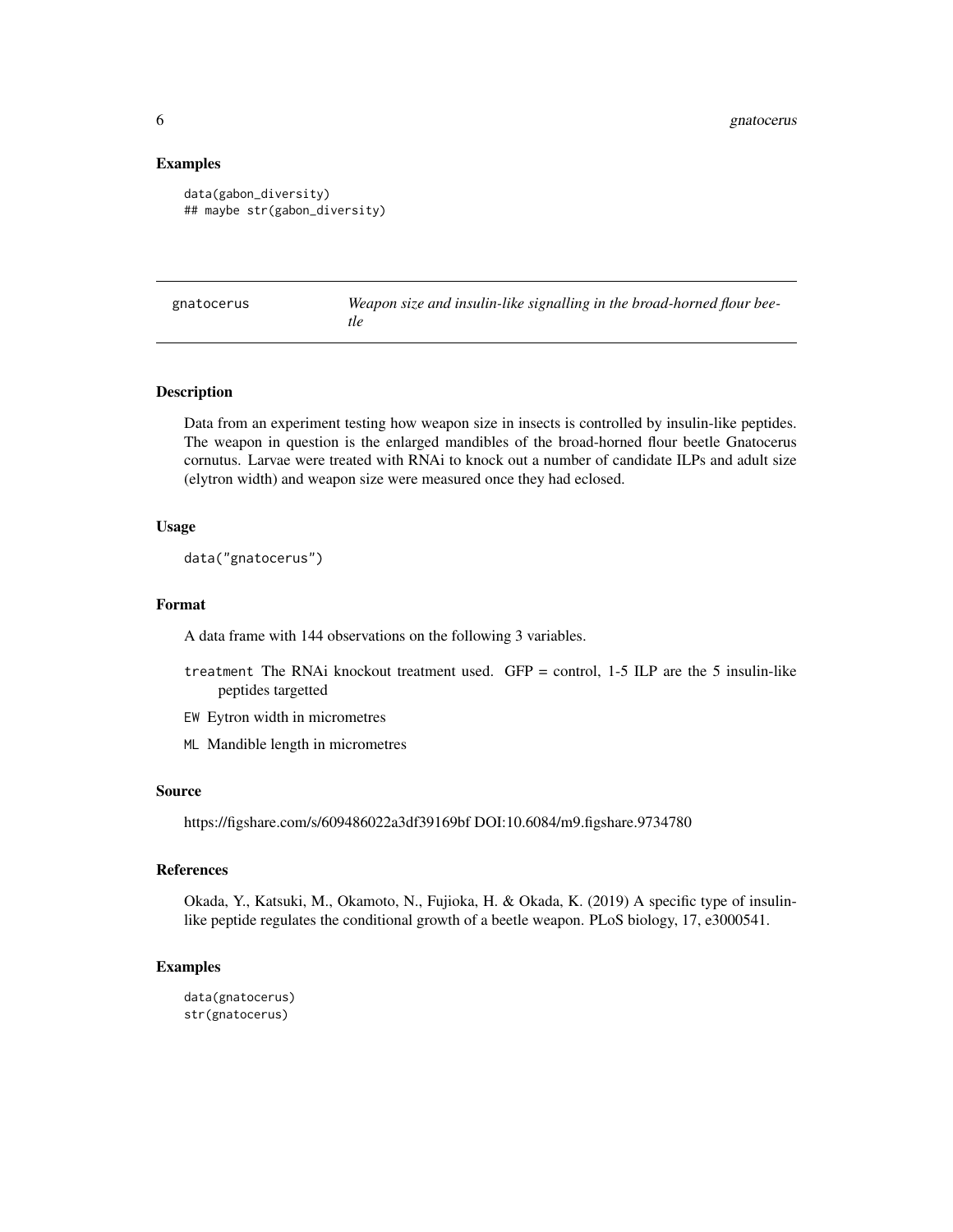## Examples

```
data(gabon_diversity)
## maybe str(gabon_diversity)
```

---

`gnatocerus` *Weapon size and insulin-like signalling in the broad-horned flour beetle*

---

### Description

Data from an experiment testing how weapon size in insects is controlled by insulin-like peptides. The weapon in question is the enlarged mandibles of the broad-horned flour beetle Gnatocerus cornutus. Larvae were treated with RNAi to knock out a number of candidate ILPs and adult size (elytron width) and weapon size were measured once they had eclosed.

### Usage

```
data("gnatocerus")
```

### Format

A data frame with 144 observations on the following 3 variables.

- `treatment` The RNAi knockout treatment used. GFP = control, 1-5 ILP are the 5 insulin-like peptides targetted
- `EW` Eytron width in micrometres
- `ML` Mandible length in micrometres

### Source

https://figshare.com/s/609486022a3df39169bf DOI:10.6084/m9.figshare.9734780

### References

Okada, Y., Katsuki, M., Okamoto, N., Fujioka, H. & Okada, K. (2019) A specific type of insulin-like peptide regulates the conditional growth of a beetle weapon. PLoS biology, 17, e3000541.

### Examples

```
data(gnatocerus)
str(gnatocerus)
```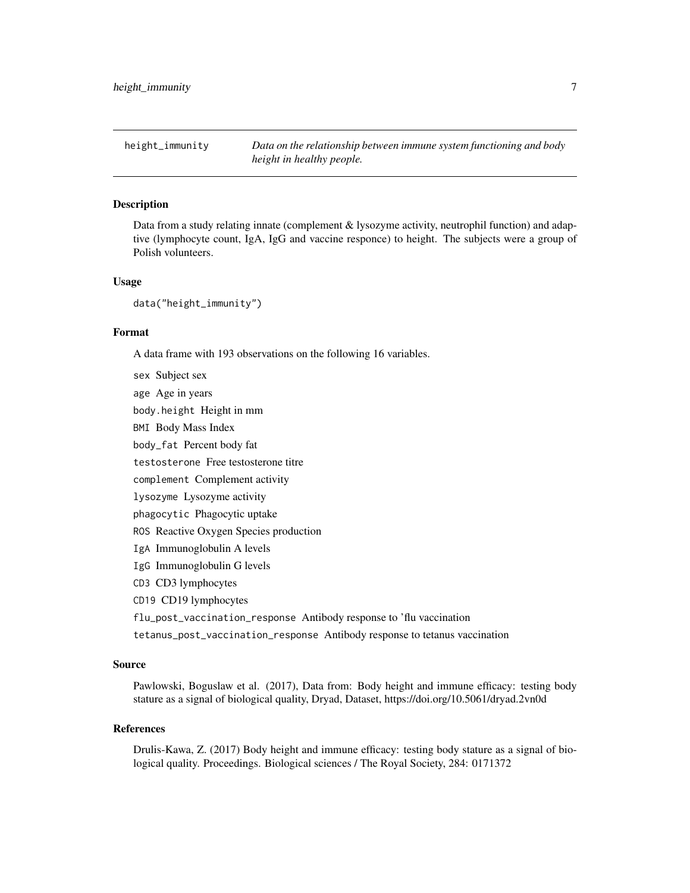# height_immunity

*Data on the relationship between immune system functioning and body height in healthy people.*

## Description

Data from a study relating innate (complement & lysozyme activity, neutrophil function) and adaptive (lymphocyte count, IgA, IgG and vaccine responce) to height. The subjects were a group of Polish volunteers.

## Usage

```
data("height_immunity")
```

## Format

A data frame with 193 observations on the following 16 variables.

- `sex` Subject sex
- `age` Age in years
- `body.height` Height in mm
- `BMI` Body Mass Index
- `body_fat` Percent body fat
- `testosterone` Free testosterone titre
- `complement` Complement activity
- `lysozyme` Lysozyme activity
- `phagocytic` Phagocytic uptake
- `ROS` Reactive Oxygen Species production
- `IgA` Immunoglobulin A levels
- `IgG` Immunoglobulin G levels
- `CD3` CD3 lymphocytes
- `CD19` CD19 lymphocytes
- `flu_post_vaccination_response` Antibody response to 'flu vaccination
- `tetanus_post_vaccination_response` Antibody response to tetanus vaccination

## Source

Pawlowski, Boguslaw et al. (2017), Data from: Body height and immune efficacy: testing body stature as a signal of biological quality, Dryad, Dataset, https://doi.org/10.5061/dryad.2vn0d

## References

Drulis-Kawa, Z. (2017) Body height and immune efficacy: testing body stature as a signal of biological quality. Proceedings. Biological sciences / The Royal Society, 284: 0171372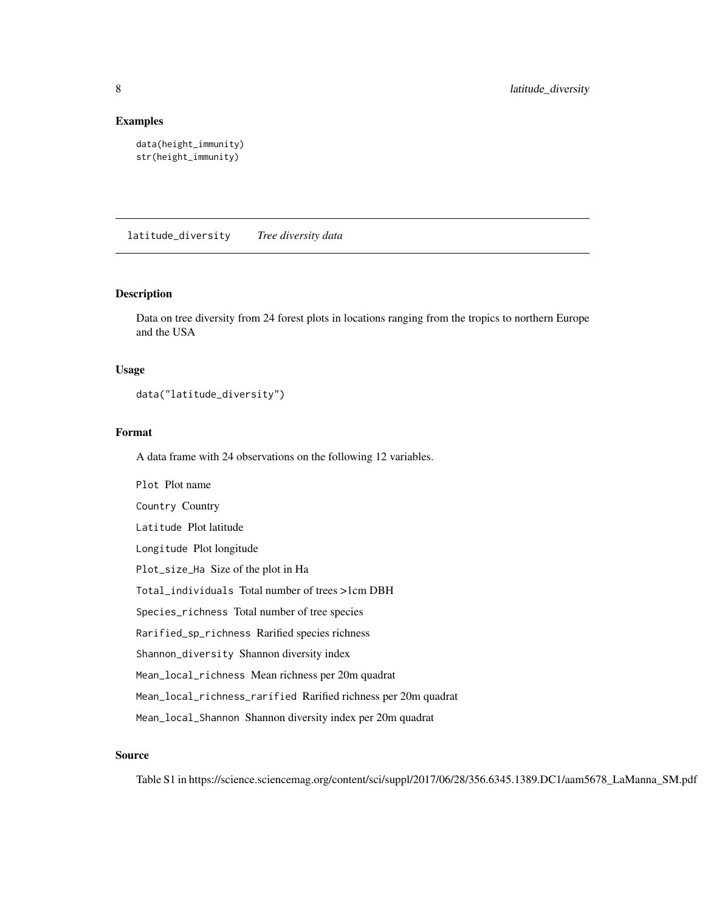### Examples

```
data(height_immunity)
str(height_immunity)
```

## latitude_diversity    *Tree diversity data*

### Description

Data on tree diversity from 24 forest plots in locations ranging from the tropics to northern Europe and the USA

### Usage

```
data("latitude_diversity")
```

### Format

A data frame with 24 observations on the following 12 variables.

- `Plot` Plot name
- `Country` Country
- `Latitude` Plot latitude
- `Longitude` Plot longitude
- `Plot_size_Ha` Size of the plot in Ha
- `Total_individuals` Total number of trees >1cm DBH
- `Species_richness` Total number of tree species
- `Rarified_sp_richness` Rarified species richness
- `Shannon_diversity` Shannon diversity index
- `Mean_local_richness` Mean richness per 20m quadrat
- `Mean_local_richness_rarified` Rarified richness per 20m quadrat
- `Mean_local_Shannon` Shannon diversity index per 20m quadrat

### Source

Table S1 in https://science.sciencemag.org/content/sci/suppl/2017/06/28/356.6345.1389.DC1/aam5678_LaManna_SM.pdf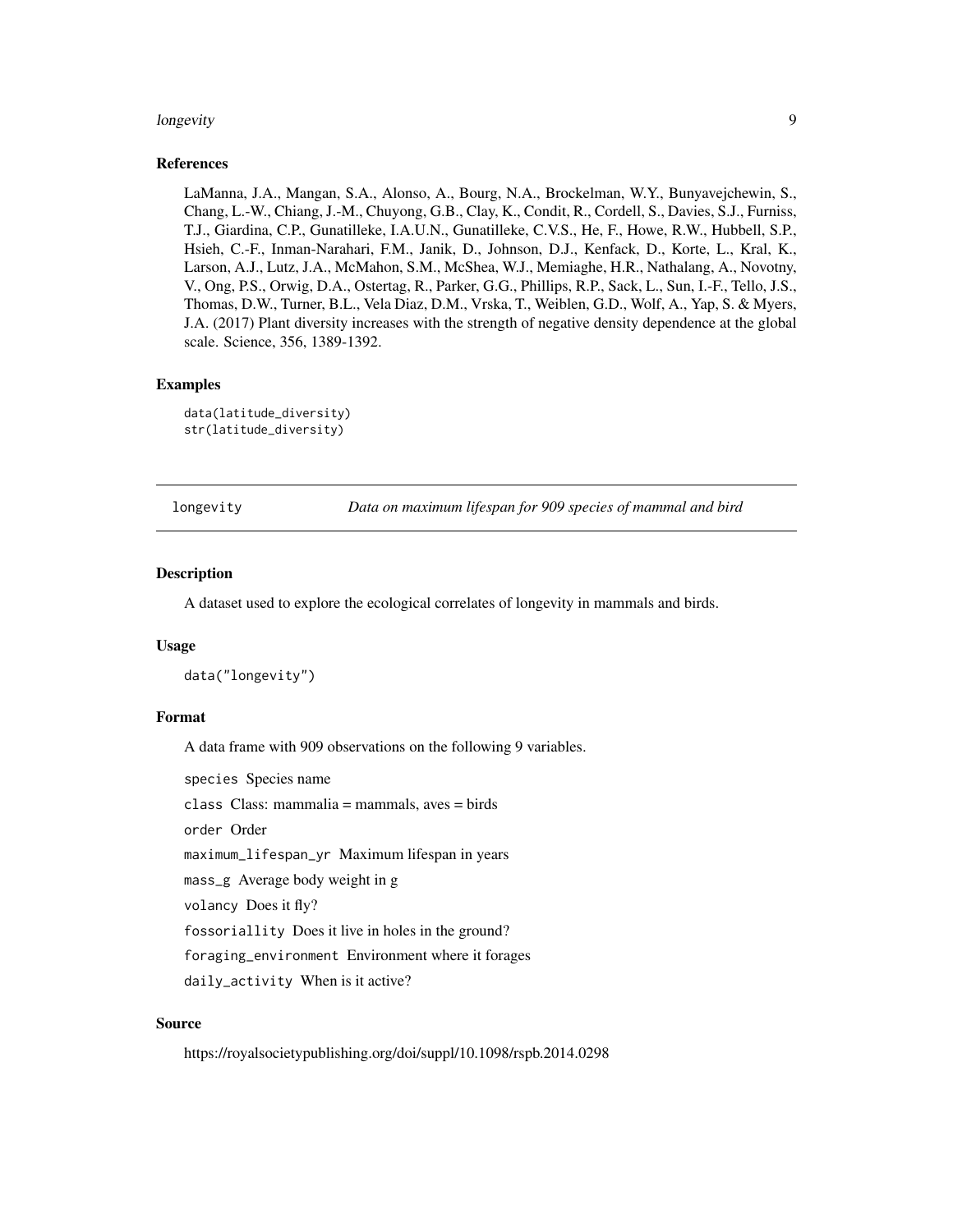### References

LaManna, J.A., Mangan, S.A., Alonso, A., Bourg, N.A., Brockelman, W.Y., Bunyavejchewin, S., Chang, L.-W., Chiang, J.-M., Chuyong, G.B., Clay, K., Condit, R., Cordell, S., Davies, S.J., Furniss, T.J., Giardina, C.P., Gunatilleke, I.A.U.N., Gunatilleke, C.V.S., He, F., Howe, R.W., Hubbell, S.P., Hsieh, C.-F., Inman-Narahari, F.M., Janik, D., Johnson, D.J., Kenfack, D., Korte, L., Kral, K., Larson, A.J., Lutz, J.A., McMahon, S.M., McShea, W.J., Memiaghe, H.R., Nathalang, A., Novotny, V., Ong, P.S., Orwig, D.A., Ostertag, R., Parker, G.G., Phillips, R.P., Sack, L., Sun, I.-F., Tello, J.S., Thomas, D.W., Turner, B.L., Vela Diaz, D.M., Vrska, T., Weiblen, G.D., Wolf, A., Yap, S. & Myers, J.A. (2017) Plant diversity increases with the strength of negative density dependence at the global scale. Science, 356, 1389-1392.

### Examples

```
data(latitude_diversity)
str(latitude_diversity)
```

---

## longevity    *Data on maximum lifespan for 909 species of mammal and bird*

---

### Description

A dataset used to explore the ecological correlates of longevity in mammals and birds.

### Usage

```
data("longevity")
```

### Format

A data frame with 909 observations on the following 9 variables.

- `species` Species name
- `class` Class: mammalia = mammals, aves = birds
- `order` Order
- `maximum_lifespan_yr` Maximum lifespan in years
- `mass_g` Average body weight in g
- `volancy` Does it fly?
- `fossoriallity` Does it live in holes in the ground?
- `foraging_environment` Environment where it forages
- `daily_activity` When is it active?

### Source

https://royalsocietypublishing.org/doi/suppl/10.1098/rspb.2014.0298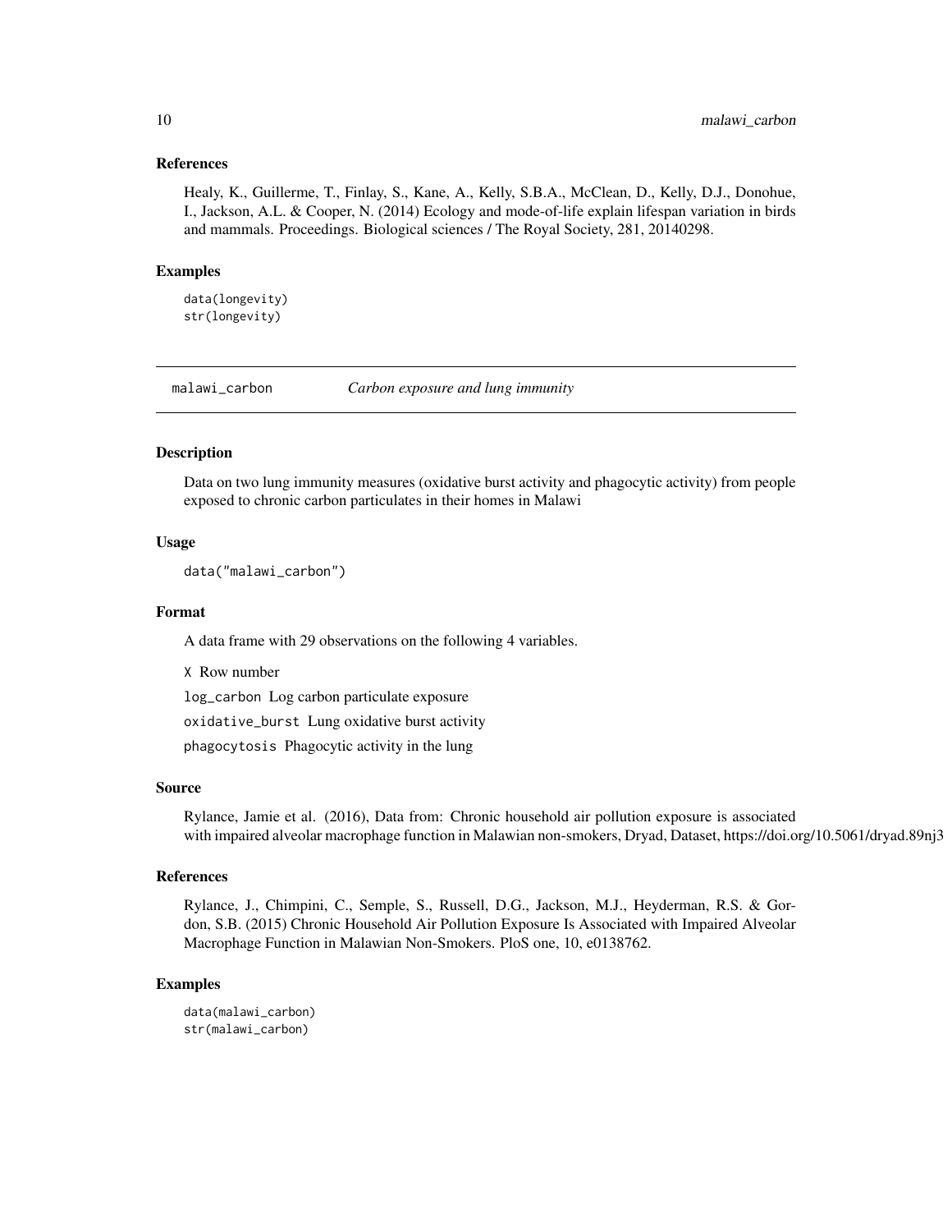### References

Healy, K., Guillerme, T., Finlay, S., Kane, A., Kelly, S.B.A., McClean, D., Kelly, D.J., Donohue, I., Jackson, A.L. & Cooper, N. (2014) Ecology and mode-of-life explain lifespan variation in birds and mammals. Proceedings. Biological sciences / The Royal Society, 281, 20140298.

### Examples

```
data(longevity)
str(longevity)
```

---

## malawi_carbon — *Carbon exposure and lung immunity*

---

### Description

Data on two lung immunity measures (oxidative burst activity and phagocytic activity) from people exposed to chronic carbon particulates in their homes in Malawi

### Usage

```
data("malawi_carbon")
```

### Format

A data frame with 29 observations on the following 4 variables.

`X` Row number

`log_carbon` Log carbon particulate exposure

`oxidative_burst` Lung oxidative burst activity

`phagocytosis` Phagocytic activity in the lung

### Source

Rylance, Jamie et al. (2016), Data from: Chronic household air pollution exposure is associated with impaired alveolar macrophage function in Malawian non-smokers, Dryad, Dataset, https://doi.org/10.5061/dryad.89nj3

### References

Rylance, J., Chimpini, C., Semple, S., Russell, D.G., Jackson, M.J., Heyderman, R.S. & Gordon, S.B. (2015) Chronic Household Air Pollution Exposure Is Associated with Impaired Alveolar Macrophage Function in Malawian Non-Smokers. PloS one, 10, e0138762.

### Examples

```
data(malawi_carbon)
str(malawi_carbon)
```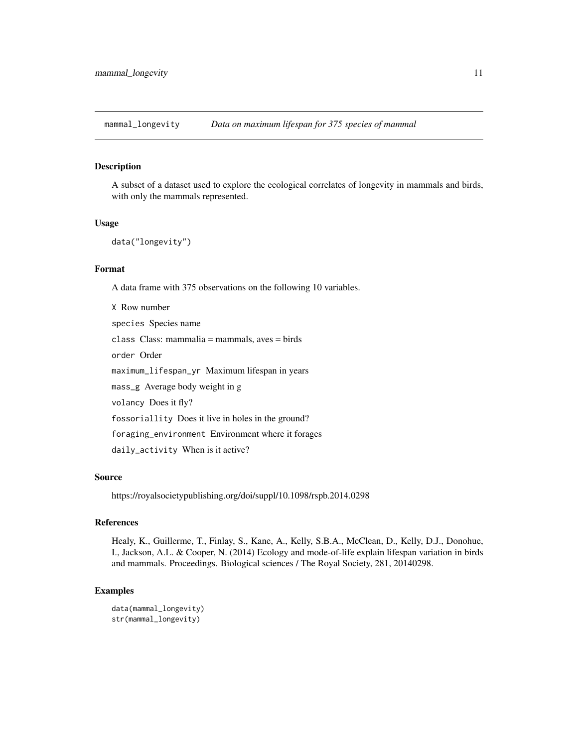# mammal_longevity — *Data on maximum lifespan for 375 species of mammal*

## Description

A subset of a dataset used to explore the ecological correlates of longevity in mammals and birds, with only the mammals represented.

## Usage

```
data("longevity")
```

## Format

A data frame with 375 observations on the following 10 variables.

- `X` Row number
- `species` Species name
- `class` Class: mammalia = mammals, aves = birds
- `order` Order
- `maximum_lifespan_yr` Maximum lifespan in years
- `mass_g` Average body weight in g
- `volancy` Does it fly?
- `fossoriallity` Does it live in holes in the ground?
- `foraging_environment` Environment where it forages
- `daily_activity` When is it active?

## Source

https://royalsocietypublishing.org/doi/suppl/10.1098/rspb.2014.0298

## References

Healy, K., Guillerme, T., Finlay, S., Kane, A., Kelly, S.B.A., McClean, D., Kelly, D.J., Donohue, I., Jackson, A.L. & Cooper, N. (2014) Ecology and mode-of-life explain lifespan variation in birds and mammals. Proceedings. Biological sciences / The Royal Society, 281, 20140298.

## Examples

```
data(mammal_longevity)
str(mammal_longevity)
```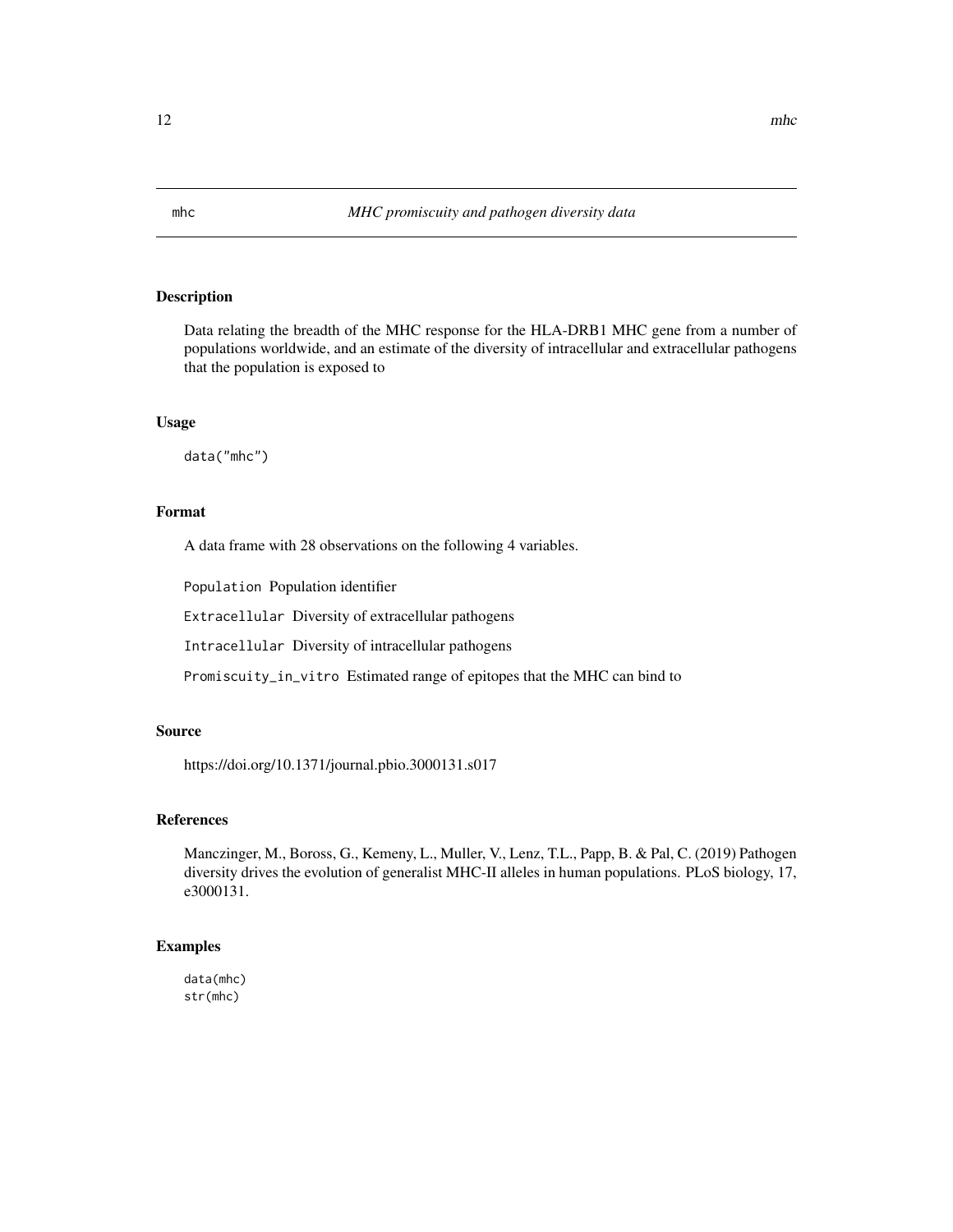# mhc — *MHC promiscuity and pathogen diversity data*

## Description

Data relating the breadth of the MHC response for the HLA-DRB1 MHC gene from a number of populations worldwide, and an estimate of the diversity of intracellular and extracellular pathogens that the population is exposed to

## Usage

```
data("mhc")
```

## Format

A data frame with 28 observations on the following 4 variables.

`Population` Population identifier

`Extracellular` Diversity of extracellular pathogens

`Intracellular` Diversity of intracellular pathogens

`Promiscuity_in_vitro` Estimated range of epitopes that the MHC can bind to

## Source

https://doi.org/10.1371/journal.pbio.3000131.s017

## References

Manczinger, M., Boross, G., Kemeny, L., Muller, V., Lenz, T.L., Papp, B. & Pal, C. (2019) Pathogen diversity drives the evolution of generalist MHC-II alleles in human populations. PLoS biology, 17, e3000131.

## Examples

```
data(mhc)
str(mhc)
```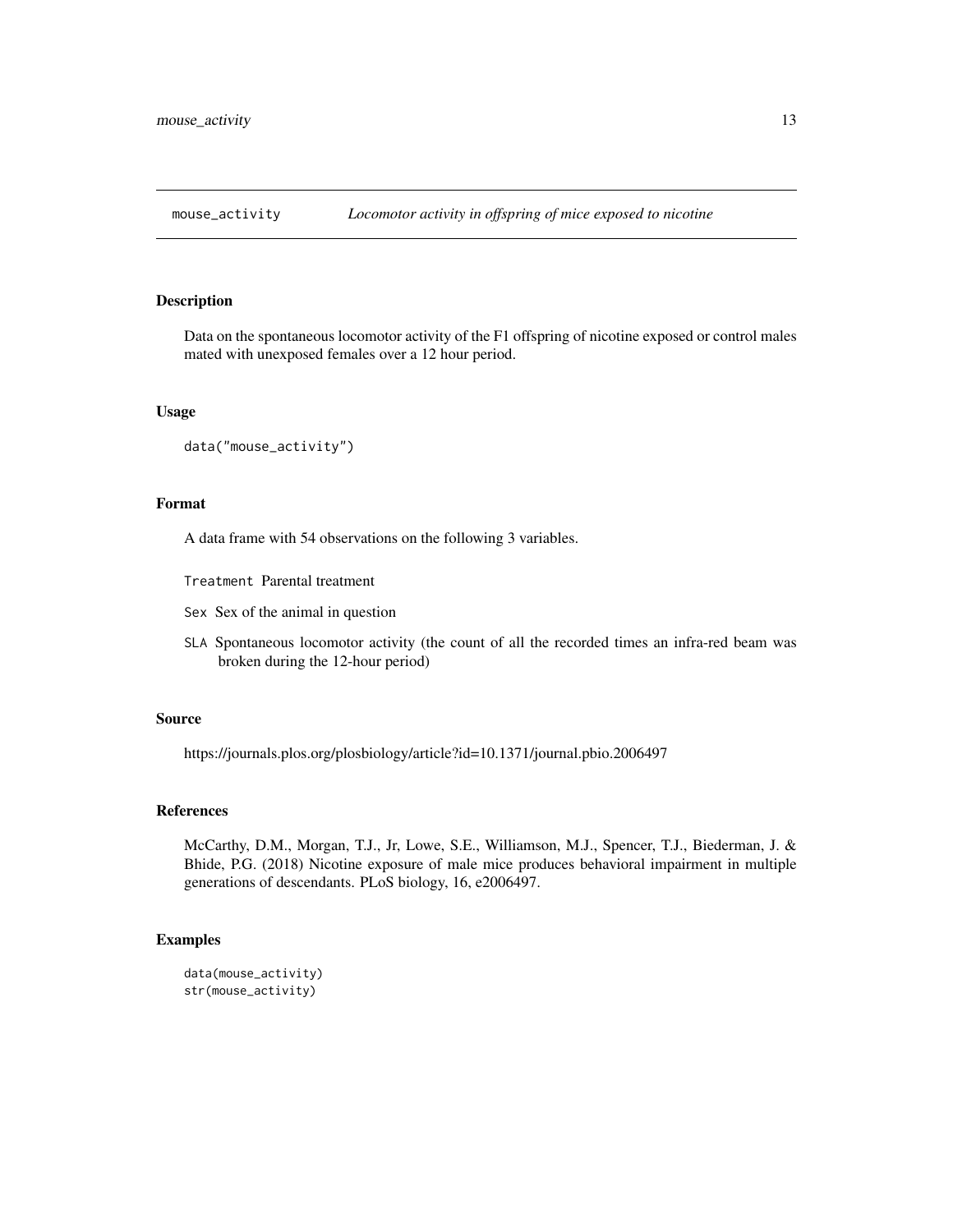## mouse_activity *Locomotor activity in offspring of mice exposed to nicotine*

### Description

Data on the spontaneous locomotor activity of the F1 offspring of nicotine exposed or control males mated with unexposed females over a 12 hour period.

### Usage

```
data("mouse_activity")
```

### Format

A data frame with 54 observations on the following 3 variables.

- `Treatment` Parental treatment
- `Sex` Sex of the animal in question
- `SLA` Spontaneous locomotor activity (the count of all the recorded times an infra-red beam was broken during the 12-hour period)

### Source

https://journals.plos.org/plosbiology/article?id=10.1371/journal.pbio.2006497

### References

McCarthy, D.M., Morgan, T.J., Jr, Lowe, S.E., Williamson, M.J., Spencer, T.J., Biederman, J. & Bhide, P.G. (2018) Nicotine exposure of male mice produces behavioral impairment in multiple generations of descendants. PLoS biology, 16, e2006497.

### Examples

```
data(mouse_activity)
str(mouse_activity)
```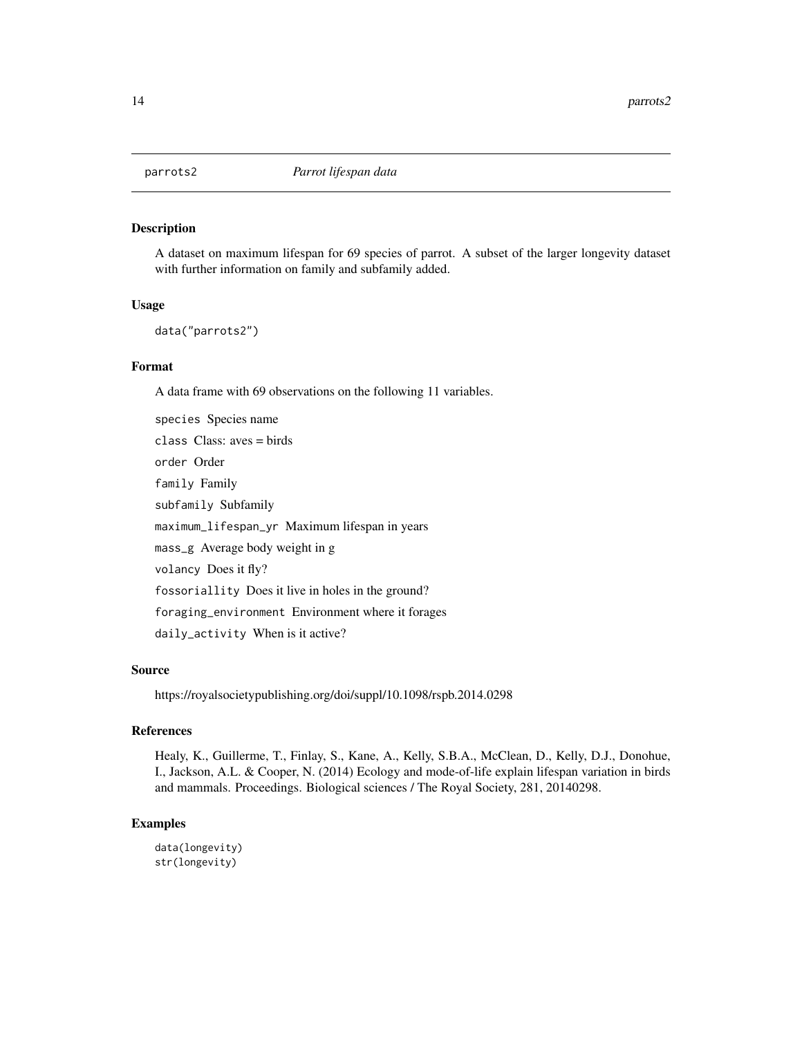parrots2 *Parrot lifespan data*

## Description

A dataset on maximum lifespan for 69 species of parrot. A subset of the larger longevity dataset with further information on family and subfamily added.

## Usage

```
data("parrots2")
```

## Format

A data frame with 69 observations on the following 11 variables.

- `species` Species name
- `class` Class: aves = birds
- `order` Order
- `family` Family
- `subfamily` Subfamily
- `maximum_lifespan_yr` Maximum lifespan in years
- `mass_g` Average body weight in g
- `volancy` Does it fly?
- `fossoriallity` Does it live in holes in the ground?
- `foraging_environment` Environment where it forages
- `daily_activity` When is it active?

## Source

https://royalsocietypublishing.org/doi/suppl/10.1098/rspb.2014.0298

## References

Healy, K., Guillerme, T., Finlay, S., Kane, A., Kelly, S.B.A., McClean, D., Kelly, D.J., Donohue, I., Jackson, A.L. & Cooper, N. (2014) Ecology and mode-of-life explain lifespan variation in birds and mammals. Proceedings. Biological sciences / The Royal Society, 281, 20140298.

## Examples

```
data(longevity)
str(longevity)
```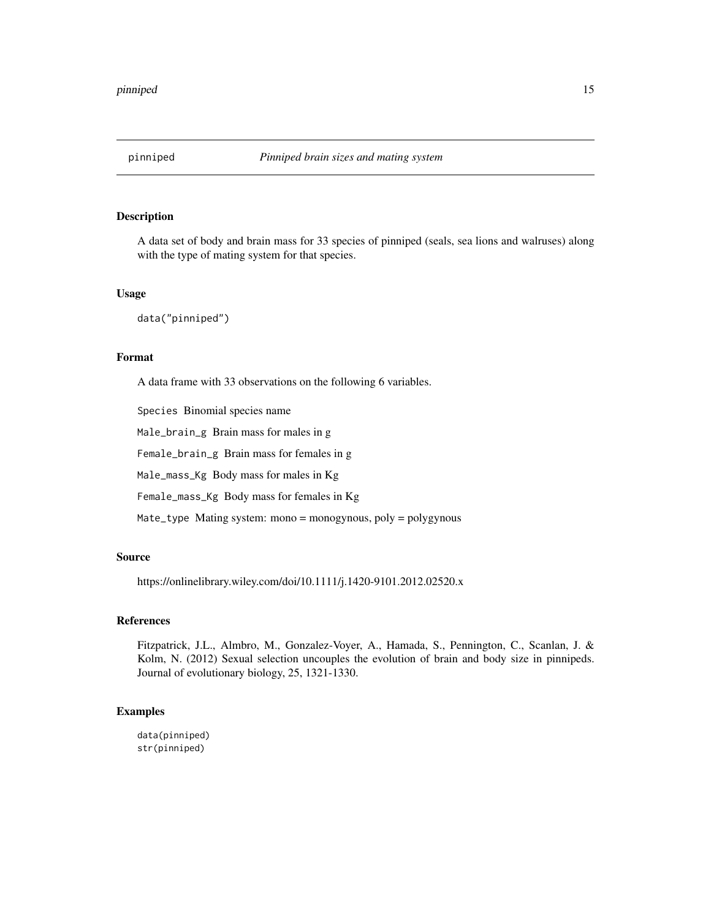## pinniped *Pinniped brain sizes and mating system*

### Description

A data set of body and brain mass for 33 species of pinniped (seals, sea lions and walruses) along with the type of mating system for that species.

### Usage

```
data("pinniped")
```

### Format

A data frame with 33 observations on the following 6 variables.

`Species` Binomial species name

`Male_brain_g` Brain mass for males in g

`Female_brain_g` Brain mass for females in g

`Male_mass_Kg` Body mass for males in Kg

`Female_mass_Kg` Body mass for females in Kg

`Mate_type` Mating system: mono = monogynous, poly = polygynous

### Source

https://onlinelibrary.wiley.com/doi/10.1111/j.1420-9101.2012.02520.x

### References

Fitzpatrick, J.L., Almbro, M., Gonzalez-Voyer, A., Hamada, S., Pennington, C., Scanlan, J. & Kolm, N. (2012) Sexual selection uncouples the evolution of brain and body size in pinnipeds. Journal of evolutionary biology, 25, 1321-1330.

### Examples

```
data(pinniped)
str(pinniped)
```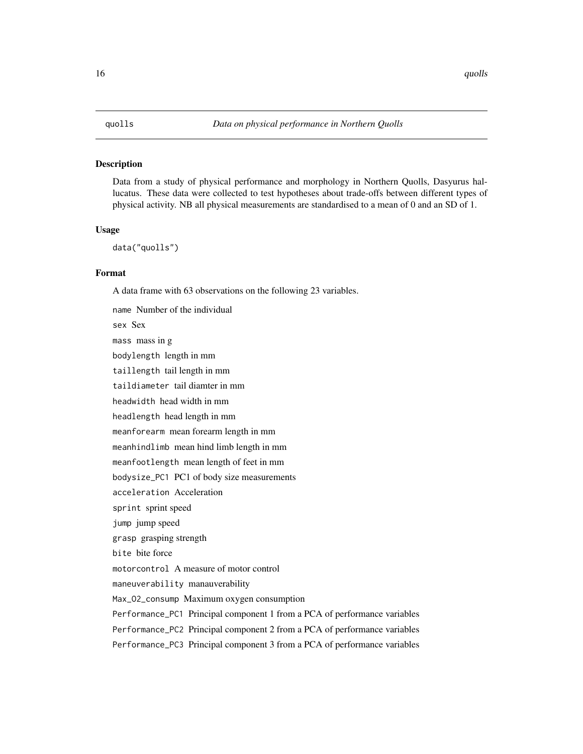quolls *Data on physical performance in Northern Quolls*

## Description

Data from a study of physical performance and morphology in Northern Quolls, Dasyurus hallucatus. These data were collected to test hypotheses about trade-offs between different types of physical activity. NB all physical measurements are standardised to a mean of 0 and an SD of 1.

## Usage

```
data("quolls")
```

## Format

A data frame with 63 observations on the following 23 variables.

- `name` Number of the individual
- `sex` Sex
- `mass` mass in g
- `bodylength` length in mm
- `taillength` tail length in mm
- `taildiameter` tail diamter in mm
- `headwidth` head width in mm
- `headlength` head length in mm
- `meanforearm` mean forearm length in mm
- `meanhindlimb` mean hind limb length in mm
- `meanfootlength` mean length of feet in mm
- `bodysize_PC1` PC1 of body size measurements
- `acceleration` Acceleration
- `sprint` sprint speed
- `jump` jump speed
- `grasp` grasping strength
- `bite` bite force
- `motorcontrol` A measure of motor control
- `maneuverability` manauverability
- `Max_O2_consump` Maximum oxygen consumption
- `Performance_PC1` Principal component 1 from a PCA of performance variables
- `Performance_PC2` Principal component 2 from a PCA of performance variables
- `Performance_PC3` Principal component 3 from a PCA of performance variables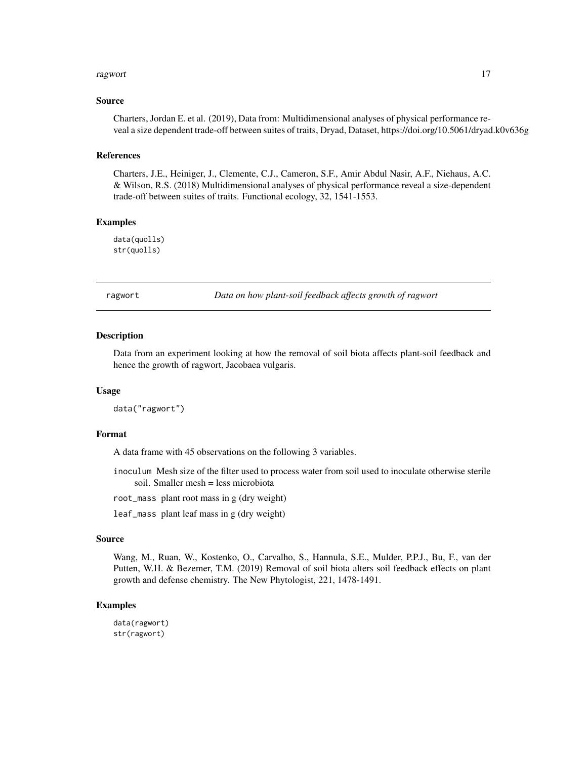### Source

Charters, Jordan E. et al. (2019), Data from: Multidimensional analyses of physical performance reveal a size dependent trade-off between suites of traits, Dryad, Dataset, https://doi.org/10.5061/dryad.k0v636g

### References

Charters, J.E., Heiniger, J., Clemente, C.J., Cameron, S.F., Amir Abdul Nasir, A.F., Niehaus, A.C. & Wilson, R.S. (2018) Multidimensional analyses of physical performance reveal a size-dependent trade-off between suites of traits. Functional ecology, 32, 1541-1553.

### Examples

```
data(quolls)
str(quolls)
```

---

## ragwort — *Data on how plant-soil feedback affects growth of ragwort*

### Description

Data from an experiment looking at how the removal of soil biota affects plant-soil feedback and hence the growth of ragwort, Jacobaea vulgaris.

### Usage

```
data("ragwort")
```

### Format

A data frame with 45 observations on the following 3 variables.

- `inoculum` Mesh size of the filter used to process water from soil used to inoculate otherwise sterile soil. Smaller mesh = less microbiota
- `root_mass` plant root mass in g (dry weight)
- `leaf_mass` plant leaf mass in g (dry weight)

### Source

Wang, M., Ruan, W., Kostenko, O., Carvalho, S., Hannula, S.E., Mulder, P.P.J., Bu, F., van der Putten, W.H. & Bezemer, T.M. (2019) Removal of soil biota alters soil feedback effects on plant growth and defense chemistry. The New Phytologist, 221, 1478-1491.

### Examples

```
data(ragwort)
str(ragwort)
```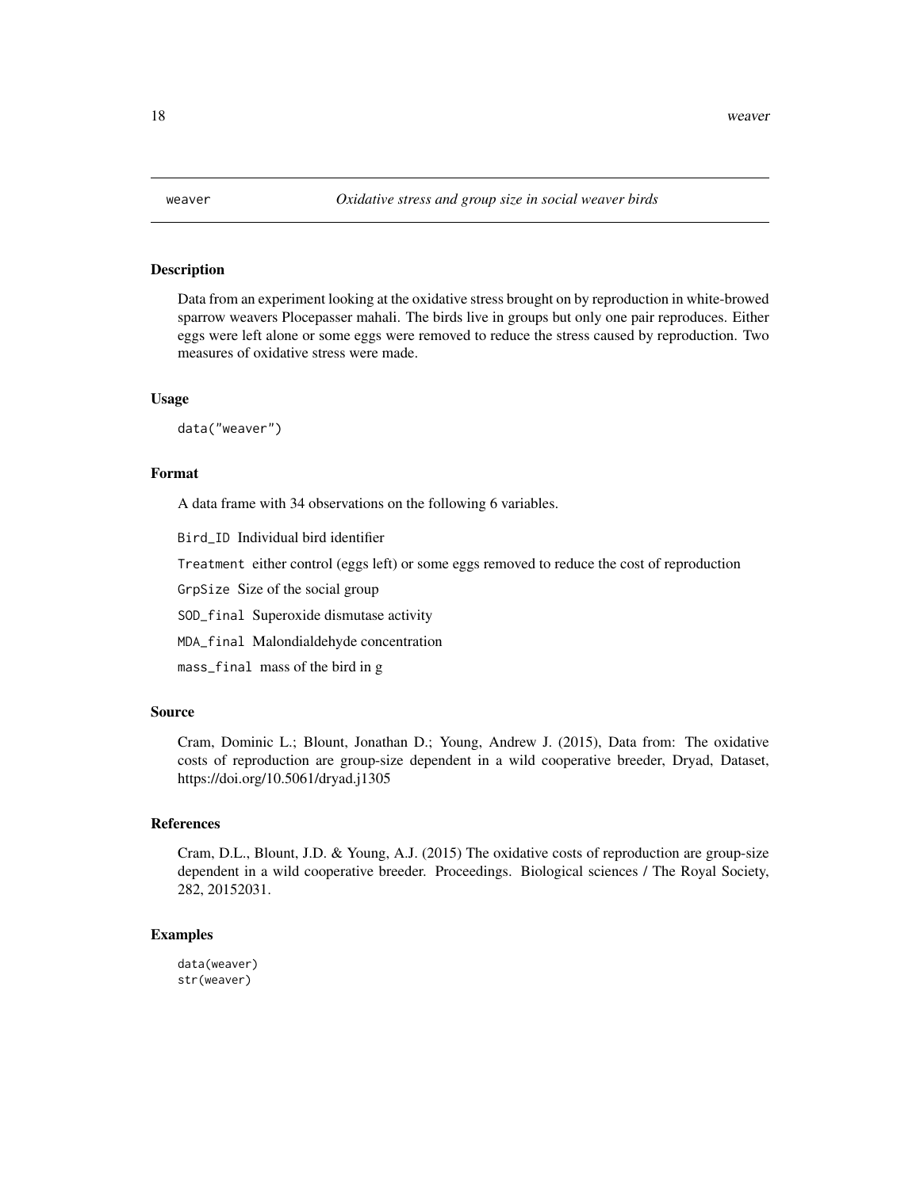# weaver — *Oxidative stress and group size in social weaver birds*

## Description

Data from an experiment looking at the oxidative stress brought on by reproduction in white-browed sparrow weavers Plocepasser mahali. The birds live in groups but only one pair reproduces. Either eggs were left alone or some eggs were removed to reduce the stress caused by reproduction. Two measures of oxidative stress were made.

## Usage

```
data("weaver")
```

## Format

A data frame with 34 observations on the following 6 variables.

- `Bird_ID` Individual bird identifier
- `Treatment` either control (eggs left) or some eggs removed to reduce the cost of reproduction
- `GrpSize` Size of the social group
- `SOD_final` Superoxide dismutase activity
- `MDA_final` Malondialdehyde concentration
- `mass_final` mass of the bird in g

## Source

Cram, Dominic L.; Blount, Jonathan D.; Young, Andrew J. (2015), Data from: The oxidative costs of reproduction are group-size dependent in a wild cooperative breeder, Dryad, Dataset, https://doi.org/10.5061/dryad.j1305

## References

Cram, D.L., Blount, J.D. & Young, A.J. (2015) The oxidative costs of reproduction are group-size dependent in a wild cooperative breeder. Proceedings. Biological sciences / The Royal Society, 282, 20152031.

## Examples

```
data(weaver)
str(weaver)
```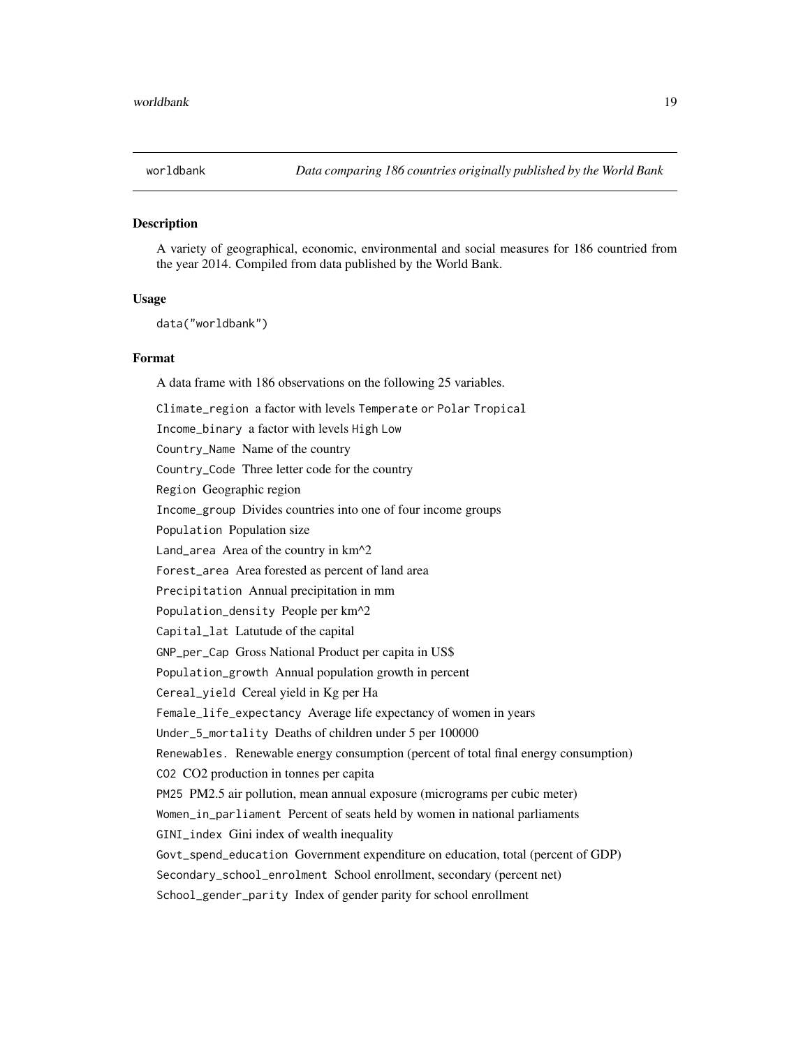## worldbank — *Data comparing 186 countries originally published by the World Bank*

### Description

A variety of geographical, economic, environmental and social measures for 186 countried from the year 2014. Compiled from data published by the World Bank.

### Usage

```
data("worldbank")
```

### Format

A data frame with 186 observations on the following 25 variables.

- `Climate_region` a factor with levels `Temperate` or `Polar` `Tropical`
- `Income_binary` a factor with levels `High` `Low`
- `Country_Name` Name of the country
- `Country_Code` Three letter code for the country
- `Region` Geographic region
- `Income_group` Divides countries into one of four income groups
- `Population` Population size
- `Land_area` Area of the country in km^2
- `Forest_area` Area forested as percent of land area
- `Precipitation` Annual precipitation in mm
- `Population_density` People per km^2
- `Capital_lat` Latutude of the capital
- `GNP_per_Cap` Gross National Product per capita in US$
- `Population_growth` Annual population growth in percent
- `Cereal_yield` Cereal yield in Kg per Ha
- `Female_life_expectancy` Average life expectancy of women in years
- `Under_5_mortality` Deaths of children under 5 per 100000
- `Renewables.` Renewable energy consumption (percent of total final energy consumption)
- `CO2` CO2 production in tonnes per capita
- `PM25` PM2.5 air pollution, mean annual exposure (micrograms per cubic meter)
- `Women_in_parliament` Percent of seats held by women in national parliaments
- `GINI_index` Gini index of wealth inequality
- `Govt_spend_education` Government expenditure on education, total (percent of GDP)
- `Secondary_school_enrolment` School enrollment, secondary (percent net)
- `School_gender_parity` Index of gender parity for school enrollment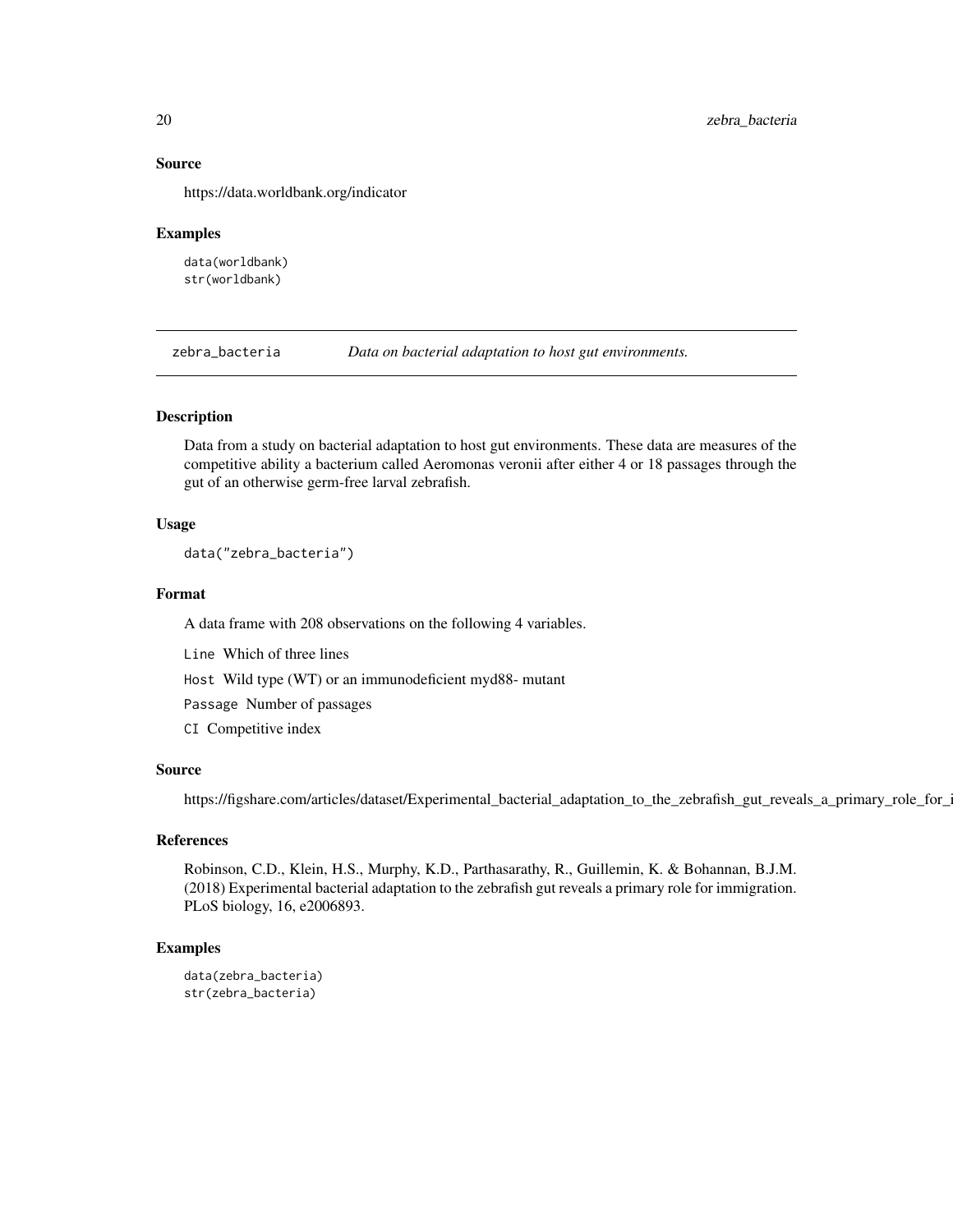### Source

https://data.worldbank.org/indicator

### Examples

```
data(worldbank)
str(worldbank)
```

---

## zebra_bacteria *Data on bacterial adaptation to host gut environments.*

---

### Description

Data from a study on bacterial adaptation to host gut environments. These data are measures of the competitive ability a bacterium called Aeromonas veronii after either 4 or 18 passages through the gut of an otherwise germ-free larval zebrafish.

### Usage

```
data("zebra_bacteria")
```

### Format

A data frame with 208 observations on the following 4 variables.

`Line` Which of three lines

`Host` Wild type (WT) or an immunodeficient myd88- mutant

`Passage` Number of passages

`CI` Competitive index

### Source

https://figshare.com/articles/dataset/Experimental_bacterial_adaptation_to_the_zebrafish_gut_reveals_a_primary_role_for_i

### References

Robinson, C.D., Klein, H.S., Murphy, K.D., Parthasarathy, R., Guillemin, K. & Bohannan, B.J.M. (2018) Experimental bacterial adaptation to the zebrafish gut reveals a primary role for immigration. PLoS biology, 16, e2006893.

### Examples

```
data(zebra_bacteria)
str(zebra_bacteria)
```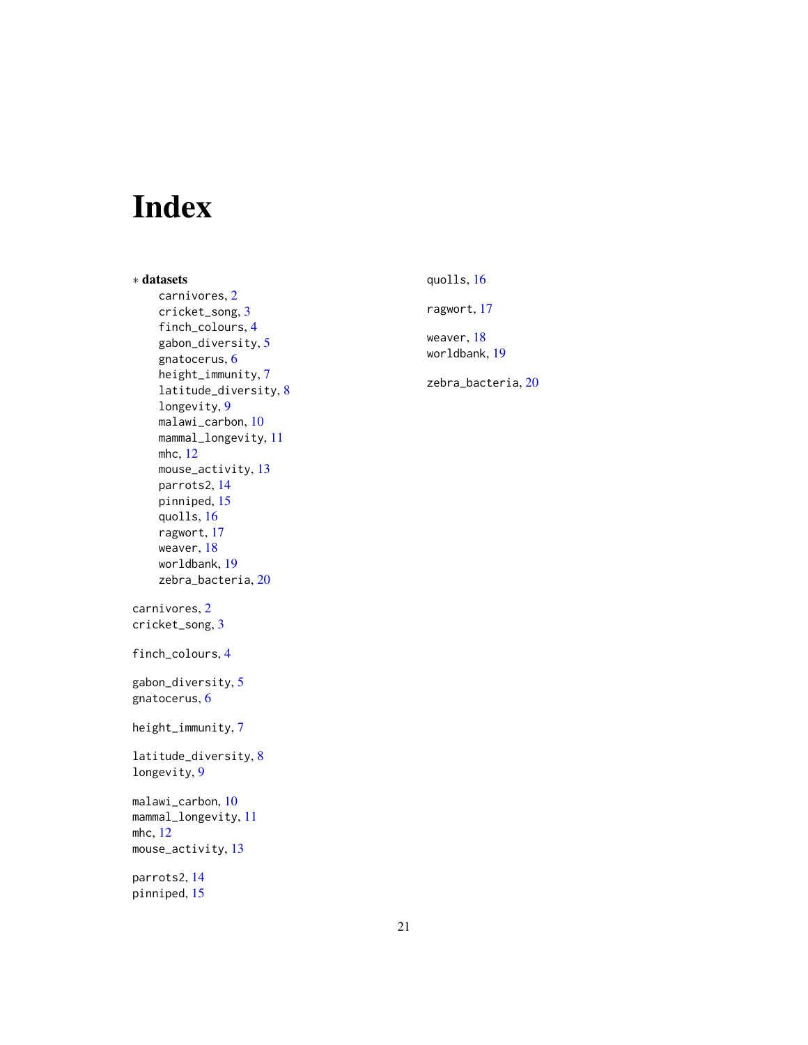# Index

* **datasets**
    - carnivores, 2
    - cricket_song, 3
    - finch_colours, 4
    - gabon_diversity, 5
    - gnatocerus, 6
    - height_immunity, 7
    - latitude_diversity, 8
    - longevity, 9
    - malawi_carbon, 10
    - mammal_longevity, 11
    - mhc, 12
    - mouse_activity, 13
    - parrots2, 14
    - pinniped, 15
    - quolls, 16
    - ragwort, 17
    - weaver, 18
    - worldbank, 19
    - zebra_bacteria, 20

carnivores, 2
cricket_song, 3

finch_colours, 4

gabon_diversity, 5
gnatocerus, 6

height_immunity, 7

latitude_diversity, 8
longevity, 9

malawi_carbon, 10
mammal_longevity, 11
mhc, 12
mouse_activity, 13

parrots2, 14
pinniped, 15

quolls, 16

ragwort, 17

weaver, 18
worldbank, 19

zebra_bacteria, 20